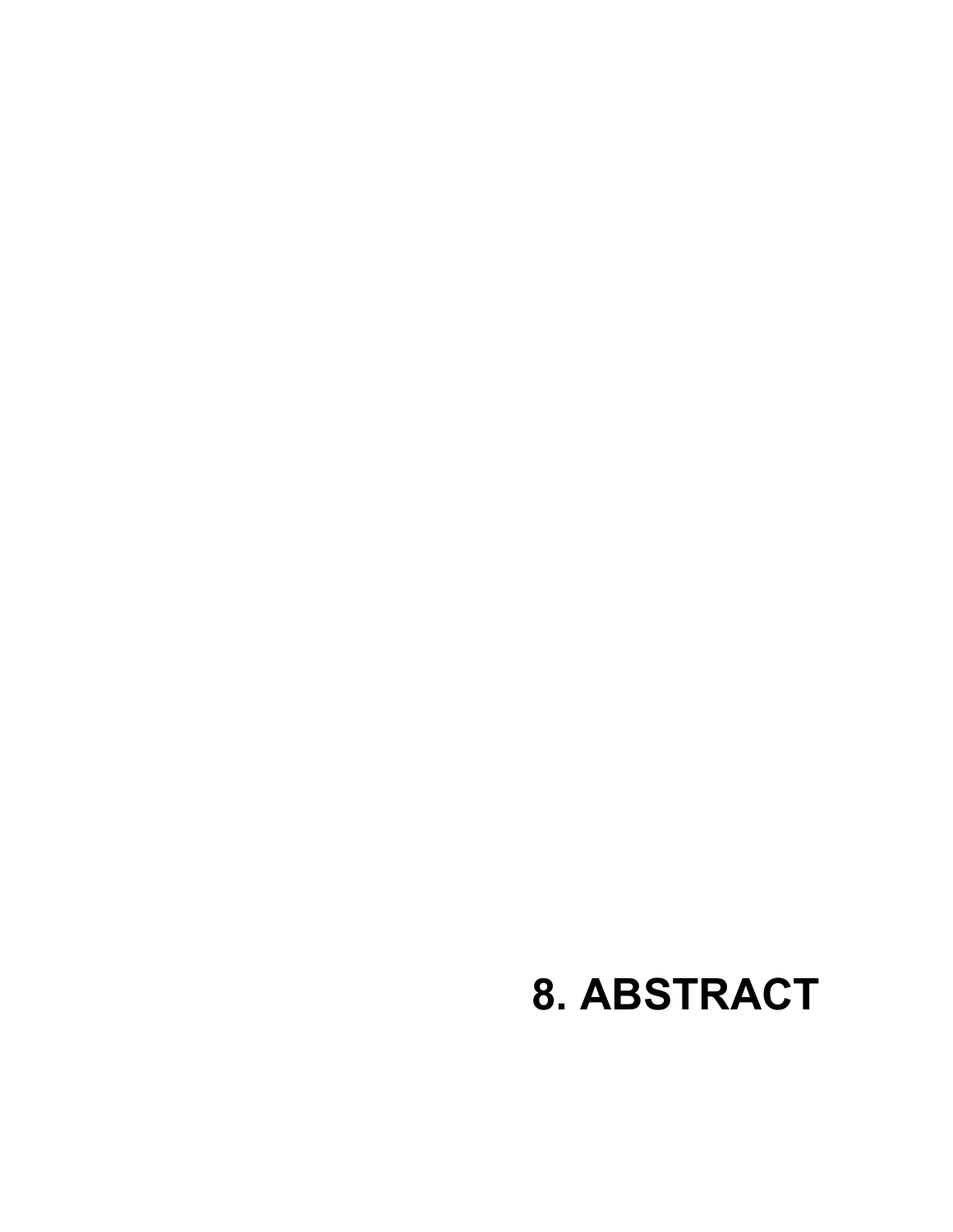# 8. ABSTRACT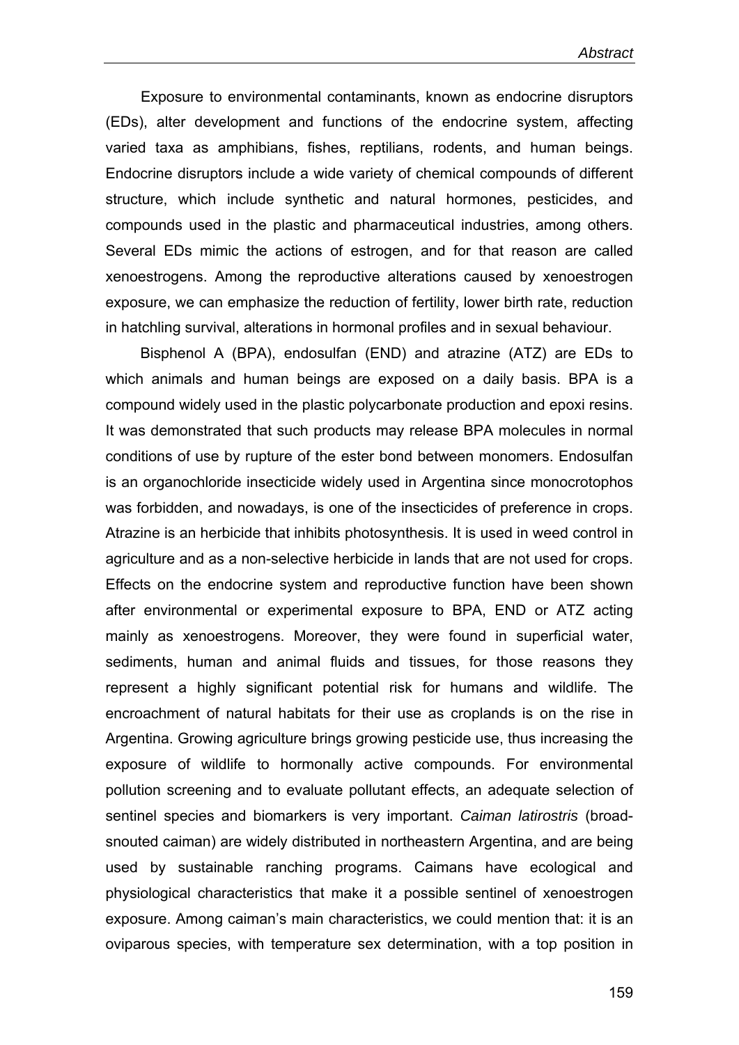Exposure to environmental contaminants, known as endocrine disruptors (EDs), alter development and functions of the endocrine system, affecting varied taxa as amphibians, fishes, reptilians, rodents, and human beings. Endocrine disruptors include a wide variety of chemical compounds of different structure, which include synthetic and natural hormones, pesticides, and compounds used in the plastic and pharmaceutical industries, among others. Several EDs mimic the actions of estrogen, and for that reason are called xenoestrogens. Among the reproductive alterations caused by xenoestrogen exposure, we can emphasize the reduction of fertility, lower birth rate, reduction in hatchling survival, alterations in hormonal profiles and in sexual behaviour.

Bisphenol A (BPA), endosulfan (END) and atrazine (ATZ) are EDs to which animals and human beings are exposed on a daily basis. BPA is a compound widely used in the plastic polycarbonate production and epoxi resins. It was demonstrated that such products may release BPA molecules in normal conditions of use by rupture of the ester bond between monomers. Endosulfan is an organochloride insecticide widely used in Argentina since monocrotophos was forbidden, and nowadays, is one of the insecticides of preference in crops. Atrazine is an herbicide that inhibits photosynthesis. It is used in weed control in agriculture and as a non-selective herbicide in lands that are not used for crops. Effects on the endocrine system and reproductive function have been shown after environmental or experimental exposure to BPA, END or ATZ acting mainly as xenoestrogens. Moreover, they were found in superficial water, sediments, human and animal fluids and tissues, for those reasons they represent a highly significant potential risk for humans and wildlife. The encroachment of natural habitats for their use as croplands is on the rise in Argentina. Growing agriculture brings growing pesticide use, thus increasing the exposure of wildlife to hormonally active compounds. For environmental pollution screening and to evaluate pollutant effects, an adequate selection of sentinel species and biomarkers is very important. *Caiman latirostris* (broad-snouted caiman) are widely distributed in northeastern Argentina, and are being used by sustainable ranching programs. Caimans have ecological and physiological characteristics that make it a possible sentinel of xenoestrogen exposure. Among caiman's main characteristics, we could mention that: it is an oviparous species, with temperature sex determination, with a top position in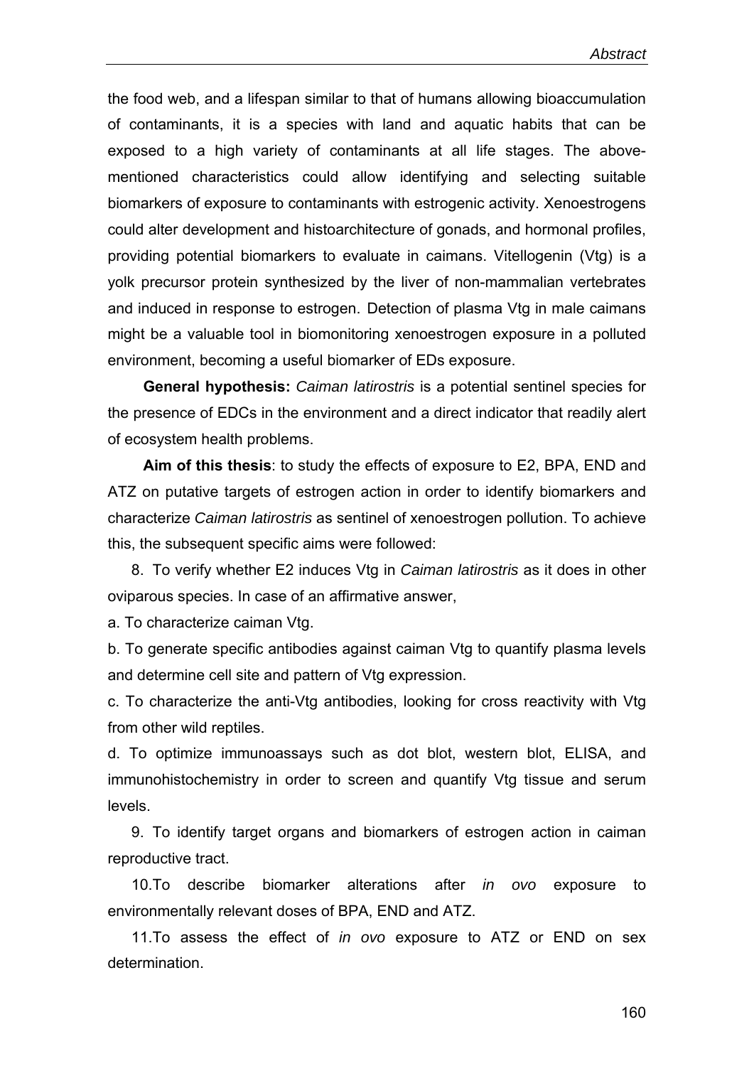the food web, and a lifespan similar to that of humans allowing bioaccumulation of contaminants, it is a species with land and aquatic habits that can be exposed to a high variety of contaminants at all life stages. The above-mentioned characteristics could allow identifying and selecting suitable biomarkers of exposure to contaminants with estrogenic activity. Xenoestrogens could alter development and histoarchitecture of gonads, and hormonal profiles, providing potential biomarkers to evaluate in caimans. Vitellogenin (Vtg) is a yolk precursor protein synthesized by the liver of non-mammalian vertebrates and induced in response to estrogen. Detection of plasma Vtg in male caimans might be a valuable tool in biomonitoring xenoestrogen exposure in a polluted environment, becoming a useful biomarker of EDs exposure.

**General hypothesis:** *Caiman latirostris* is a potential sentinel species for the presence of EDCs in the environment and a direct indicator that readily alert of ecosystem health problems.

**Aim of this thesis**: to study the effects of exposure to E2, BPA, END and ATZ on putative targets of estrogen action in order to identify biomarkers and characterize *Caiman latirostris* as sentinel of xenoestrogen pollution. To achieve this, the subsequent specific aims were followed:

8. To verify whether E2 induces Vtg in *Caiman latirostris* as it does in other oviparous species. In case of an affirmative answer,

a. To characterize caiman Vtg.

b. To generate specific antibodies against caiman Vtg to quantify plasma levels and determine cell site and pattern of Vtg expression.

c. To characterize the anti-Vtg antibodies, looking for cross reactivity with Vtg from other wild reptiles.

d. To optimize immunoassays such as dot blot, western blot, ELISA, and immunohistochemistry in order to screen and quantify Vtg tissue and serum levels.

9. To identify target organs and biomarkers of estrogen action in caiman reproductive tract.

10. To describe biomarker alterations after *in ovo* exposure to environmentally relevant doses of BPA, END and ATZ.

11. To assess the effect of *in ovo* exposure to ATZ or END on sex determination.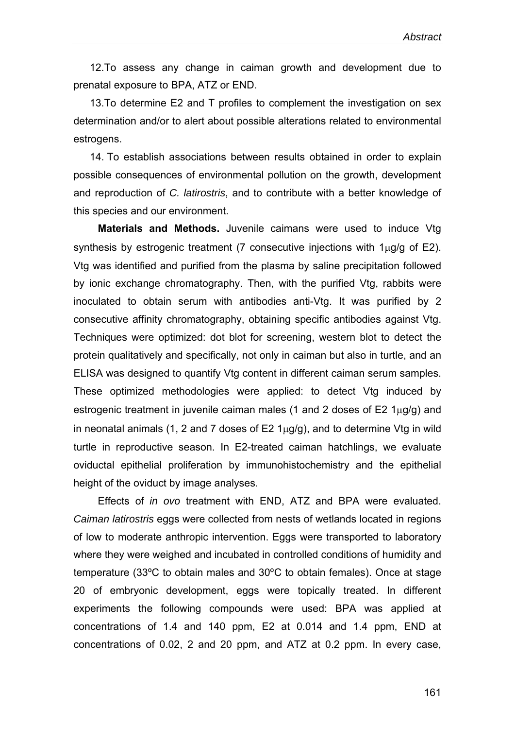12. To assess any change in caiman growth and development due to prenatal exposure to BPA, ATZ or END.

13. To determine E2 and T profiles to complement the investigation on sex determination and/or to alert about possible alterations related to environmental estrogens.

14. To establish associations between results obtained in order to explain possible consequences of environmental pollution on the growth, development and reproduction of *C. latirostris*, and to contribute with a better knowledge of this species and our environment.

**Materials and Methods.** Juvenile caimans were used to induce Vtg synthesis by estrogenic treatment (7 consecutive injections with 1μg/g of E2). Vtg was identified and purified from the plasma by saline precipitation followed by ionic exchange chromatography. Then, with the purified Vtg, rabbits were inoculated to obtain serum with antibodies anti-Vtg. It was purified by 2 consecutive affinity chromatography, obtaining specific antibodies against Vtg. Techniques were optimized: dot blot for screening, western blot to detect the protein qualitatively and specifically, not only in caiman but also in turtle, and an ELISA was designed to quantify Vtg content in different caiman serum samples. These optimized methodologies were applied: to detect Vtg induced by estrogenic treatment in juvenile caiman males (1 and 2 doses of E2 1μg/g) and in neonatal animals (1, 2 and 7 doses of E2 1μg/g), and to determine Vtg in wild turtle in reproductive season. In E2-treated caiman hatchlings, we evaluate oviductal epithelial proliferation by immunohistochemistry and the epithelial height of the oviduct by image analyses.

Effects of *in ovo* treatment with END, ATZ and BPA were evaluated. *Caiman latirostris* eggs were collected from nests of wetlands located in regions of low to moderate anthropic intervention. Eggs were transported to laboratory where they were weighed and incubated in controlled conditions of humidity and temperature (33ºC to obtain males and 30ºC to obtain females). Once at stage 20 of embryonic development, eggs were topically treated. In different experiments the following compounds were used: BPA was applied at concentrations of 1.4 and 140 ppm, E2 at 0.014 and 1.4 ppm, END at concentrations of 0.02, 2 and 20 ppm, and ATZ at 0.2 ppm. In every case,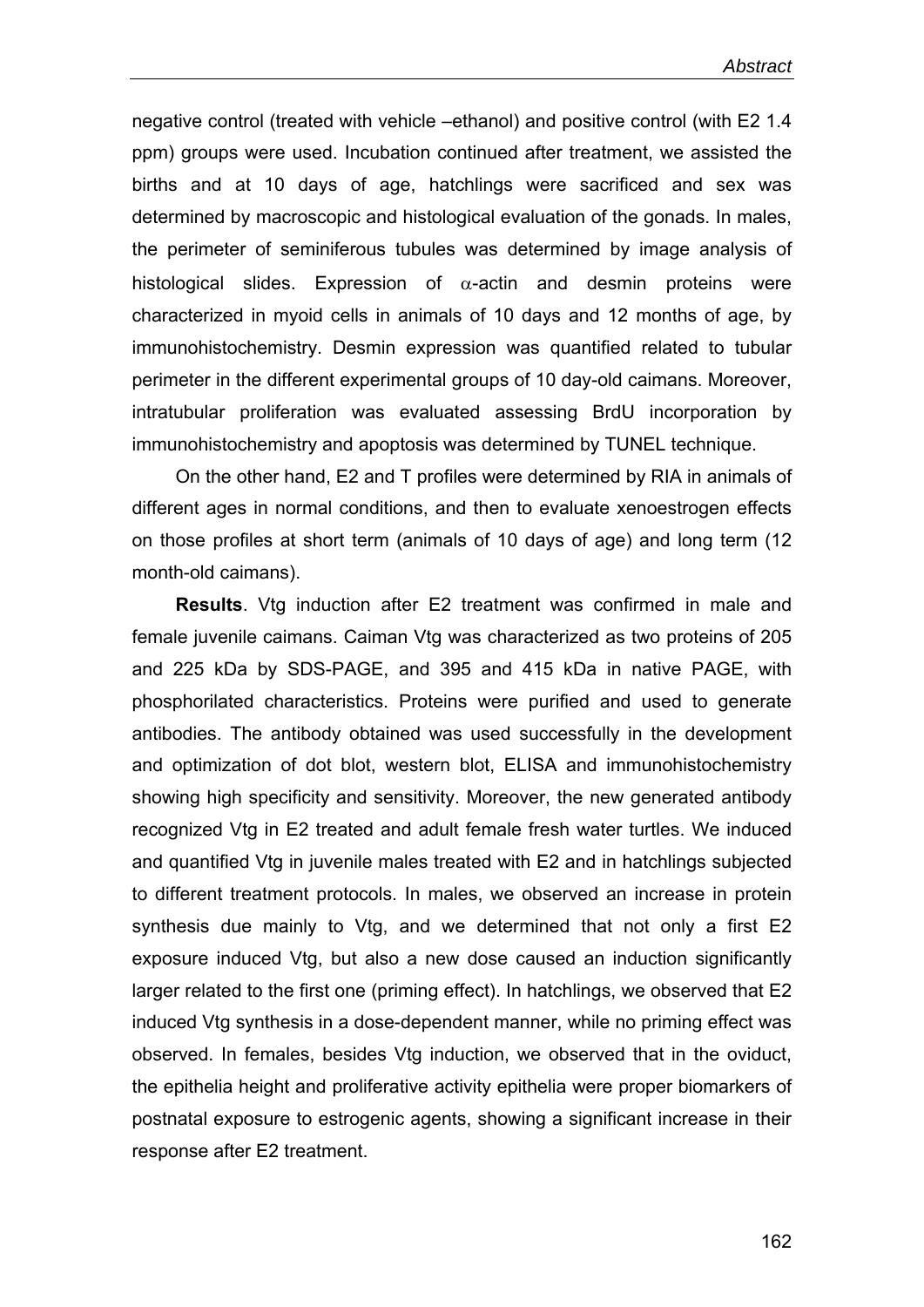negative control (treated with vehicle –ethanol) and positive control (with E2 1.4 ppm) groups were used. Incubation continued after treatment, we assisted the births and at 10 days of age, hatchlings were sacrificed and sex was determined by macroscopic and histological evaluation of the gonads. In males, the perimeter of seminiferous tubules was determined by image analysis of histological slides. Expression of $\alpha$-actin and desmin proteins were characterized in myoid cells in animals of 10 days and 12 months of age, by immunohistochemistry. Desmin expression was quantified related to tubular perimeter in the different experimental groups of 10 day-old caimans. Moreover, intratubular proliferation was evaluated assessing BrdU incorporation by immunohistochemistry and apoptosis was determined by TUNEL technique.

On the other hand, E2 and T profiles were determined by RIA in animals of different ages in normal conditions, and then to evaluate xenoestrogen effects on those profiles at short term (animals of 10 days of age) and long term (12 month-old caimans).

**Results**. Vtg induction after E2 treatment was confirmed in male and female juvenile caimans. Caiman Vtg was characterized as two proteins of 205 and 225 kDa by SDS-PAGE, and 395 and 415 kDa in native PAGE, with phosphorilated characteristics. Proteins were purified and used to generate antibodies. The antibody obtained was used successfully in the development and optimization of dot blot, western blot, ELISA and immunohistochemistry showing high specificity and sensitivity. Moreover, the new generated antibody recognized Vtg in E2 treated and adult female fresh water turtles. We induced and quantified Vtg in juvenile males treated with E2 and in hatchlings subjected to different treatment protocols. In males, we observed an increase in protein synthesis due mainly to Vtg, and we determined that not only a first E2 exposure induced Vtg, but also a new dose caused an induction significantly larger related to the first one (priming effect). In hatchlings, we observed that E2 induced Vtg synthesis in a dose-dependent manner, while no priming effect was observed. In females, besides Vtg induction, we observed that in the oviduct, the epithelia height and proliferative activity epithelia were proper biomarkers of postnatal exposure to estrogenic agents, showing a significant increase in their response after E2 treatment.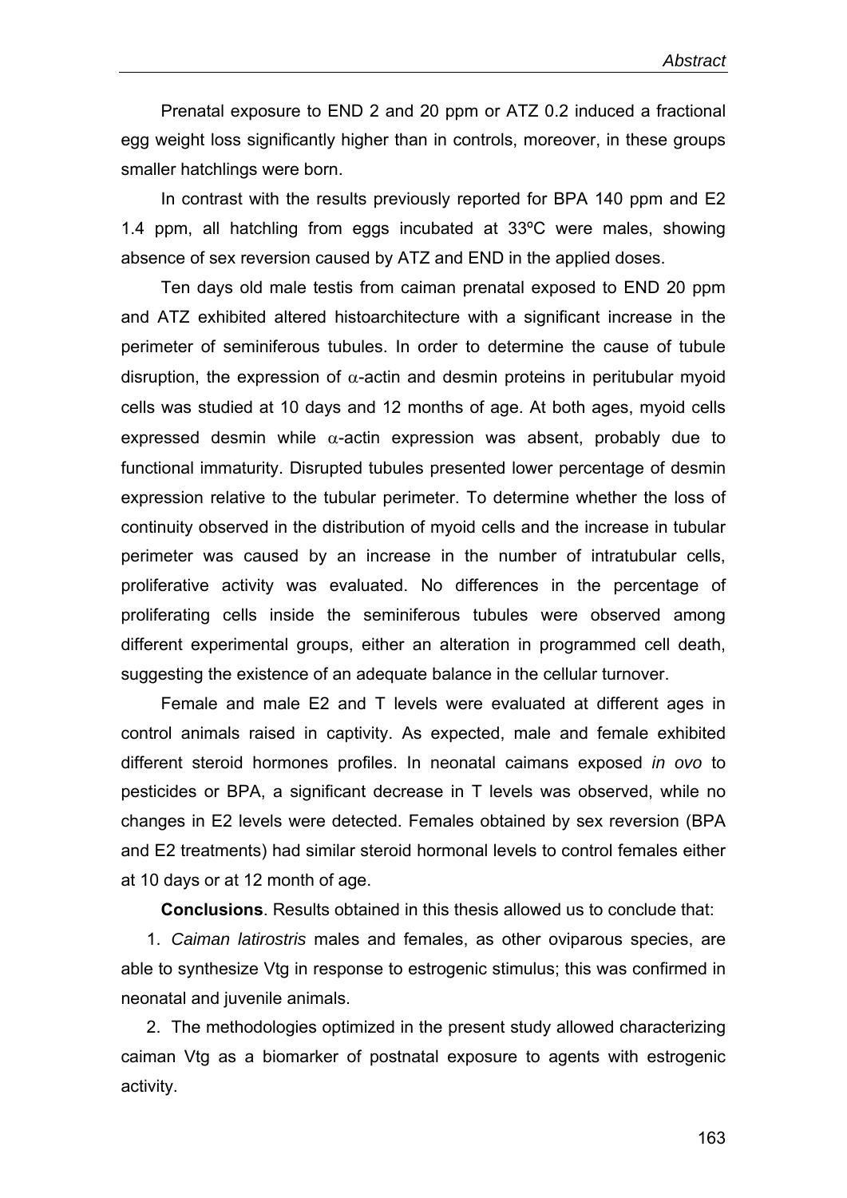Prenatal exposure to END 2 and 20 ppm or ATZ 0.2 induced a fractional egg weight loss significantly higher than in controls, moreover, in these groups smaller hatchlings were born.

In contrast with the results previously reported for BPA 140 ppm and E2 1.4 ppm, all hatchling from eggs incubated at 33ºC were males, showing absence of sex reversion caused by ATZ and END in the applied doses.

Ten days old male testis from caiman prenatal exposed to END 20 ppm and ATZ exhibited altered histoarchitecture with a significant increase in the perimeter of seminiferous tubules. In order to determine the cause of tubule disruption, the expression of $\alpha$-actin and desmin proteins in peritubular myoid cells was studied at 10 days and 12 months of age. At both ages, myoid cells expressed desmin while $\alpha$-actin expression was absent, probably due to functional immaturity. Disrupted tubules presented lower percentage of desmin expression relative to the tubular perimeter. To determine whether the loss of continuity observed in the distribution of myoid cells and the increase in tubular perimeter was caused by an increase in the number of intratubular cells, proliferative activity was evaluated. No differences in the percentage of proliferating cells inside the seminiferous tubules were observed among different experimental groups, either an alteration in programmed cell death, suggesting the existence of an adequate balance in the cellular turnover.

Female and male E2 and T levels were evaluated at different ages in control animals raised in captivity. As expected, male and female exhibited different steroid hormones profiles. In neonatal caimans exposed *in ovo* to pesticides or BPA, a significant decrease in T levels was observed, while no changes in E2 levels were detected. Females obtained by sex reversion (BPA and E2 treatments) had similar steroid hormonal levels to control females either at 10 days or at 12 month of age.

**Conclusions**. Results obtained in this thesis allowed us to conclude that:

1. *Caiman latirostris* males and females, as other oviparous species, are able to synthesize Vtg in response to estrogenic stimulus; this was confirmed in neonatal and juvenile animals.
2. The methodologies optimized in the present study allowed characterizing caiman Vtg as a biomarker of postnatal exposure to agents with estrogenic activity.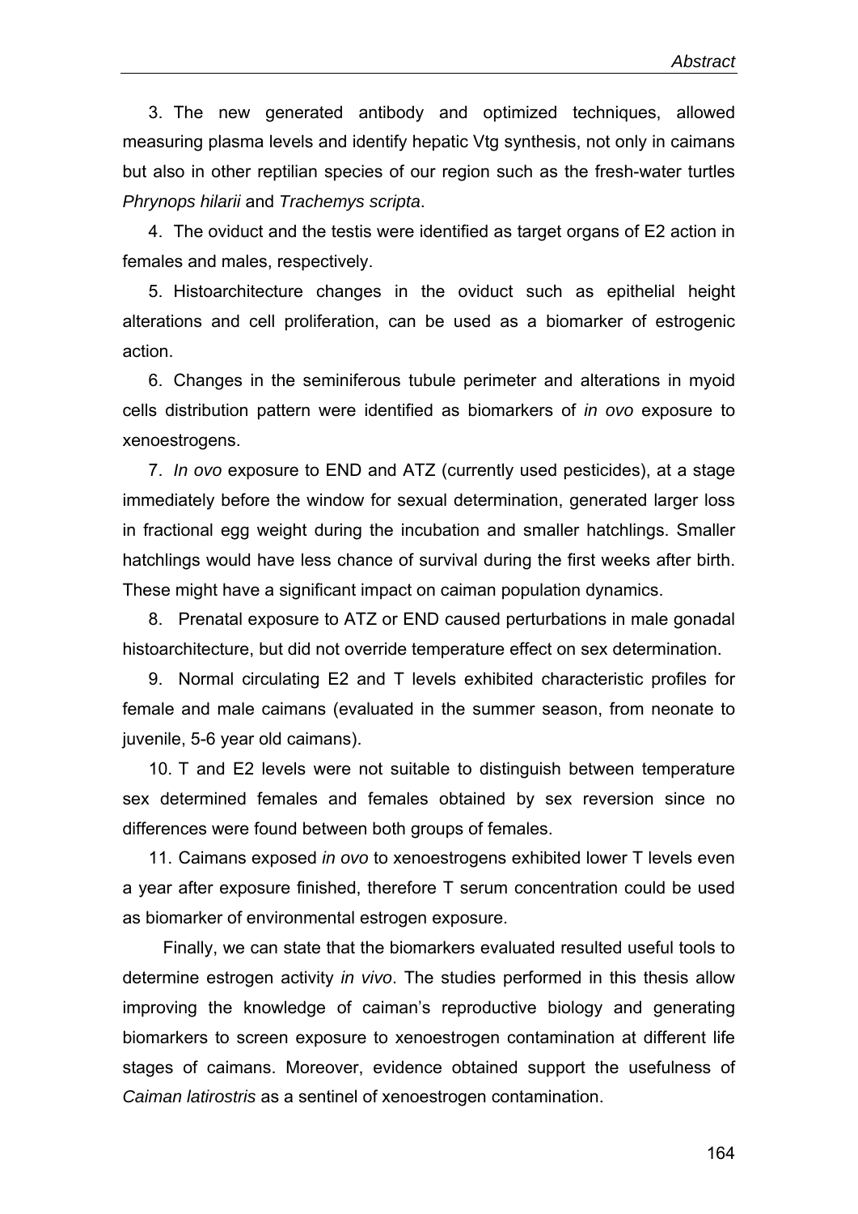3. The new generated antibody and optimized techniques, allowed measuring plasma levels and identify hepatic Vtg synthesis, not only in caimans but also in other reptilian species of our region such as the fresh-water turtles *Phrynops hilarii* and *Trachemys scripta*.

4. The oviduct and the testis were identified as target organs of E2 action in females and males, respectively.

5. Histoarchitecture changes in the oviduct such as epithelial height alterations and cell proliferation, can be used as a biomarker of estrogenic action.

6. Changes in the seminiferous tubule perimeter and alterations in myoid cells distribution pattern were identified as biomarkers of *in ovo* exposure to xenoestrogens.

7. *In ovo* exposure to END and ATZ (currently used pesticides), at a stage immediately before the window for sexual determination, generated larger loss in fractional egg weight during the incubation and smaller hatchlings. Smaller hatchlings would have less chance of survival during the first weeks after birth. These might have a significant impact on caiman population dynamics.

8. Prenatal exposure to ATZ or END caused perturbations in male gonadal histoarchitecture, but did not override temperature effect on sex determination.

9. Normal circulating E2 and T levels exhibited characteristic profiles for female and male caimans (evaluated in the summer season, from neonate to juvenile, 5-6 year old caimans).

10. T and E2 levels were not suitable to distinguish between temperature sex determined females and females obtained by sex reversion since no differences were found between both groups of females.

11. Caimans exposed *in ovo* to xenoestrogens exhibited lower T levels even a year after exposure finished, therefore T serum concentration could be used as biomarker of environmental estrogen exposure.

Finally, we can state that the biomarkers evaluated resulted useful tools to determine estrogen activity *in vivo*. The studies performed in this thesis allow improving the knowledge of caiman's reproductive biology and generating biomarkers to screen exposure to xenoestrogen contamination at different life stages of caimans. Moreover, evidence obtained support the usefulness of *Caiman latirostris* as a sentinel of xenoestrogen contamination.